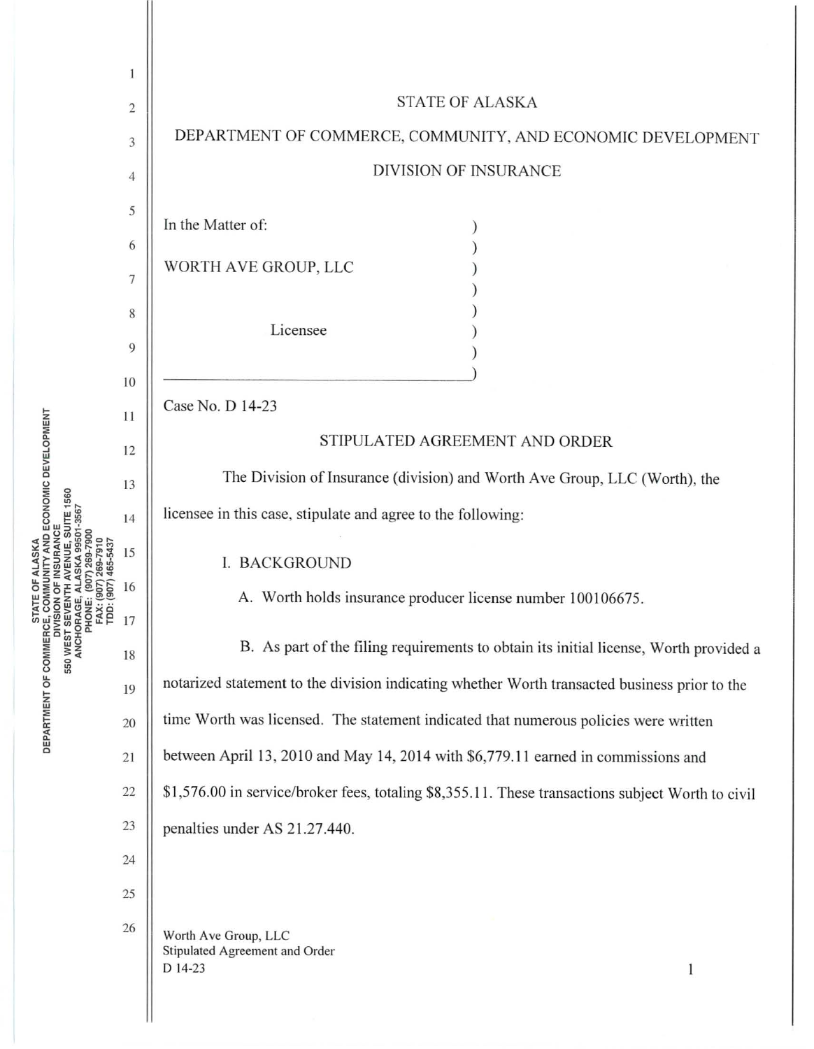STATE OF ALASKA

DEPARTMENT OF COMMERCE, COMMUNITY, AND ECONOMIC DEVELOPMENT

DIVISION OF INSURANCE

In the Matter of:

WORTH AVE GROUP, LLC

Licensee

Case No. D 14-23

## STIPULATED AGREEMENT AND ORDER

The Division of Insurance (division) and Worth Ave Group, LLC (Worth), the licensee in this case, stipulate and agree to the following:

### I. BACKGROUND

A. Worth holds insurance producer license number 100106675.

B. As part of the filing requirements to obtain its initial license, Worth provided a notarized statement to the division indicating whether Worth transacted business prior to the time Worth was licensed. The statement indicated that numerous policies were written between April 13, 2010 and May 14, 2014 with $6,779.11 earned in commissions and $1,576.00 in service/broker fees, totaling $8,355.11. These transactions subject Worth to civil penalties under AS 21.27.440.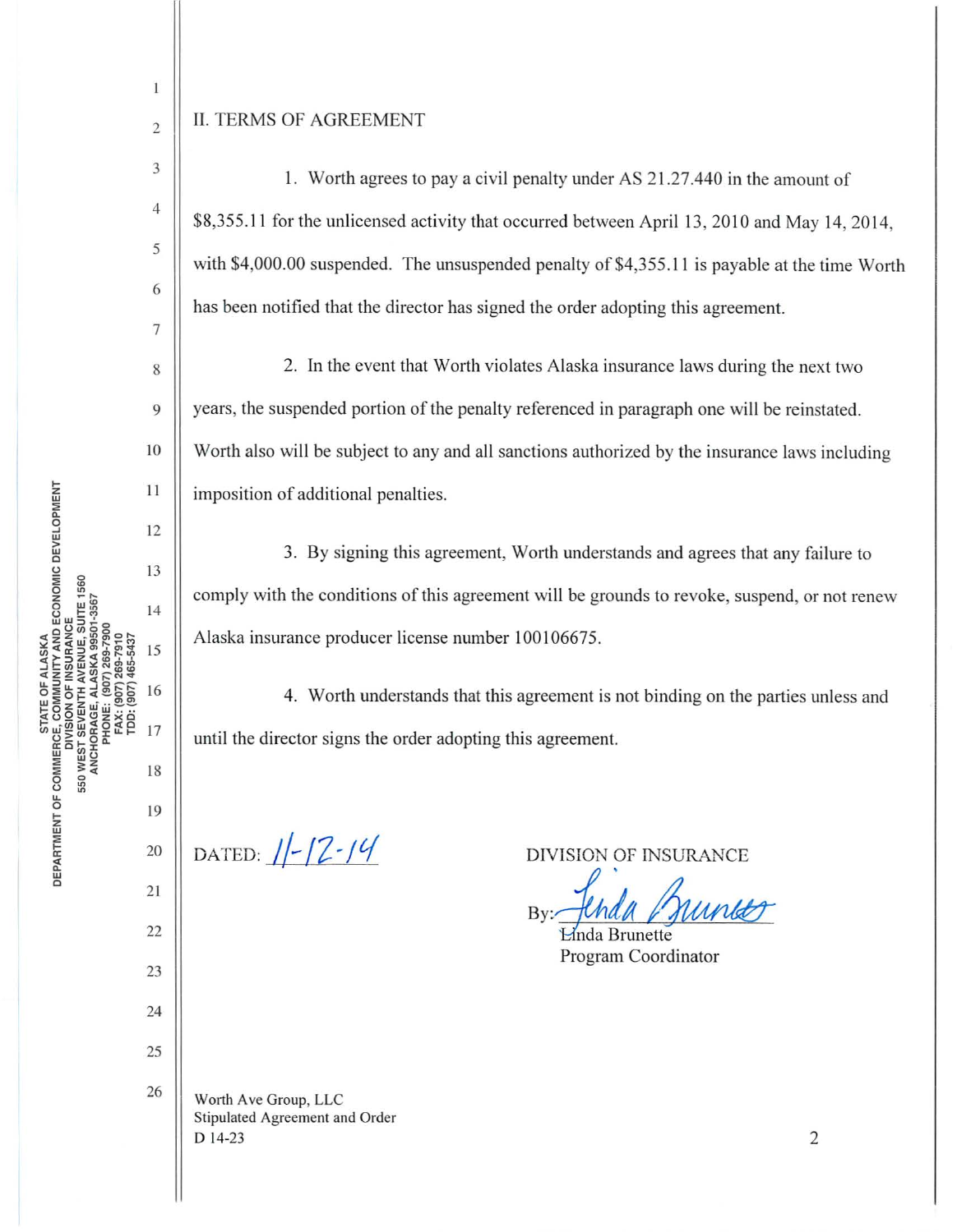## II. TERMS OF AGREEMENT

1. Worth agrees to pay a civil penalty under AS 21.27.440 in the amount of $8,355.11 for the unlicensed activity that occurred between April 13, 2010 and May 14, 2014, with $4,000.00 suspended. The unsuspended penalty of $4,355.11 is payable at the time Worth has been notified that the director has signed the order adopting this agreement.

2. In the event that Worth violates Alaska insurance laws during the next two years, the suspended portion of the penalty referenced in paragraph one will be reinstated. Worth also will be subject to any and all sanctions authorized by the insurance laws including imposition of additional penalties.

3. By signing this agreement, Worth understands and agrees that any failure to comply with the conditions of this agreement will be grounds to revoke, suspend, or not renew Alaska insurance producer license number 100106675.

4. Worth understands that this agreement is not binding on the parties unless and until the director signs the order adopting this agreement.

DATED: 11-12-14

DIVISION OF INSURANCE

By: *Linda Brunette*
Linda Brunette
Program Coordinator

Worth Ave Group, LLC
Stipulated Agreement and Order
D 14-23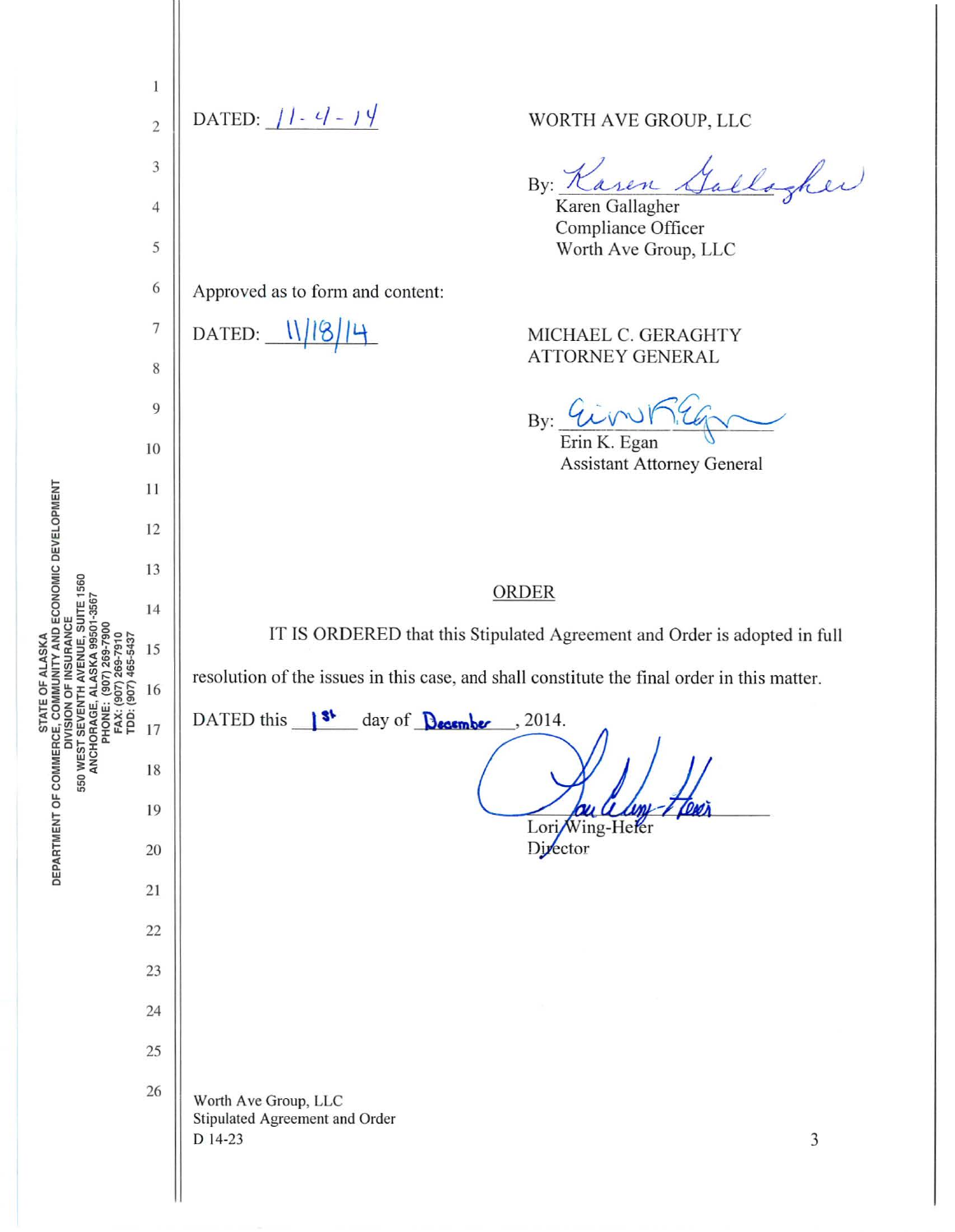DATED: 11-4-14

WORTH AVE GROUP, LLC

By: Karen Gallagher
Karen Gallagher
Compliance Officer
Worth Ave Group, LLC

Approved as to form and content:

DATED: 11/18/14

MICHAEL C. GERAGHTY
ATTORNEY GENERAL

By: Erin K. Egan
Erin K. Egan
Assistant Attorney General

## ORDER

IT IS ORDERED that this Stipulated Agreement and Order is adopted in full resolution of the issues in this case, and shall constitute the final order in this matter.

DATED this 1st day of December, 2014.

Lori Wing-Heier
Director

Worth Ave Group, LLC
Stipulated Agreement and Order
D 14-23